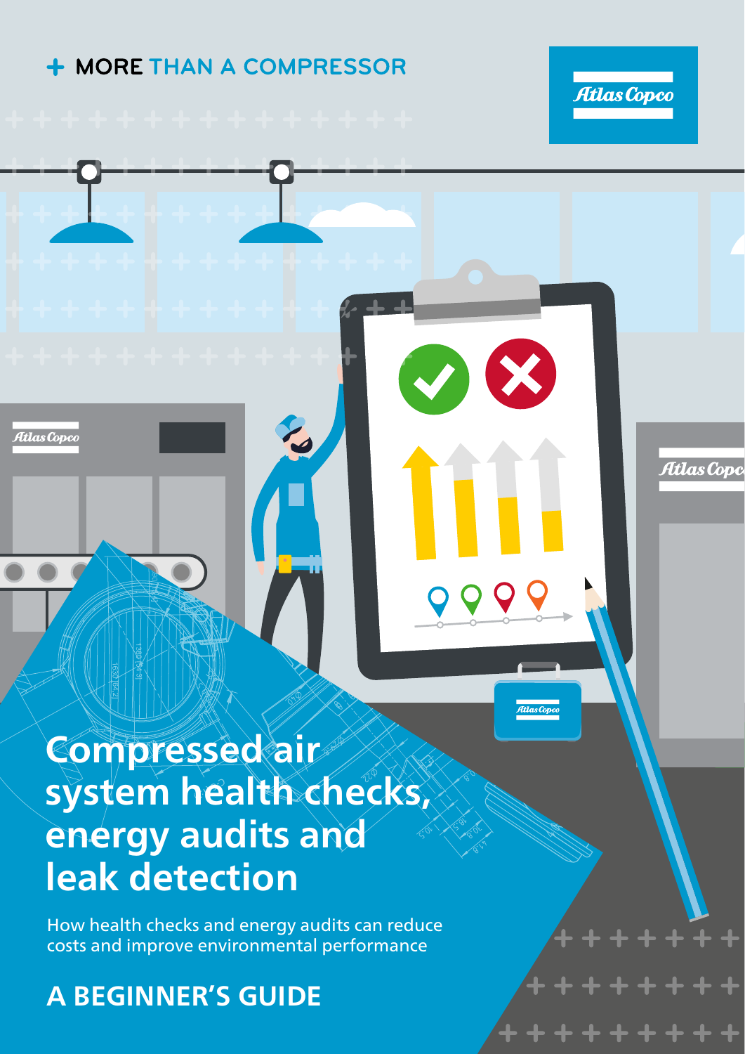+ MORE THAN A COMPRESSOR

# Compressed air system health checks, energy audits and leak detection

How health checks and energy audits can reduce costs and improve environmental performance

## A BEGINNER'S GUIDE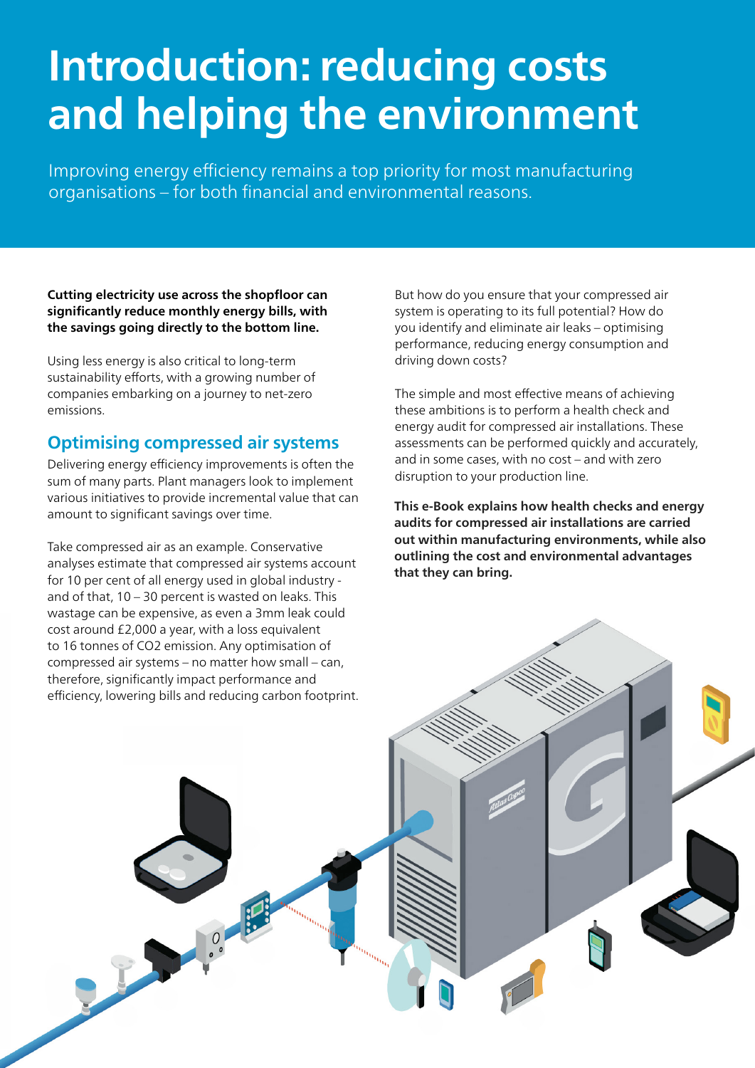# Introduction: reducing costs and helping the environment

Improving energy efficiency remains a top priority for most manufacturing organisations – for both financial and environmental reasons.

**Cutting electricity use across the shopfloor can significantly reduce monthly energy bills, with the savings going directly to the bottom line.**

Using less energy is also critical to long-term sustainability efforts, with a growing number of companies embarking on a journey to net-zero emissions.

## Optimising compressed air systems

Delivering energy efficiency improvements is often the sum of many parts. Plant managers look to implement various initiatives to provide incremental value that can amount to significant savings over time.

Take compressed air as an example. Conservative analyses estimate that compressed air systems account for 10 per cent of all energy used in global industry - and of that, 10 – 30 percent is wasted on leaks. This wastage can be expensive, as even a 3mm leak could cost around £2,000 a year, with a loss equivalent to 16 tonnes of $CO_2$ emission. Any optimisation of compressed air systems – no matter how small – can, therefore, significantly impact performance and efficiency, lowering bills and reducing carbon footprint.

But how do you ensure that your compressed air system is operating to its full potential? How do you identify and eliminate air leaks – optimising performance, reducing energy consumption and driving down costs?

The simple and most effective means of achieving these ambitions is to perform a health check and energy audit for compressed air installations. These assessments can be performed quickly and accurately, and in some cases, with no cost – and with zero disruption to your production line.

**This e-Book explains how health checks and energy audits for compressed air installations are carried out within manufacturing environments, while also outlining the cost and environmental advantages that they can bring.**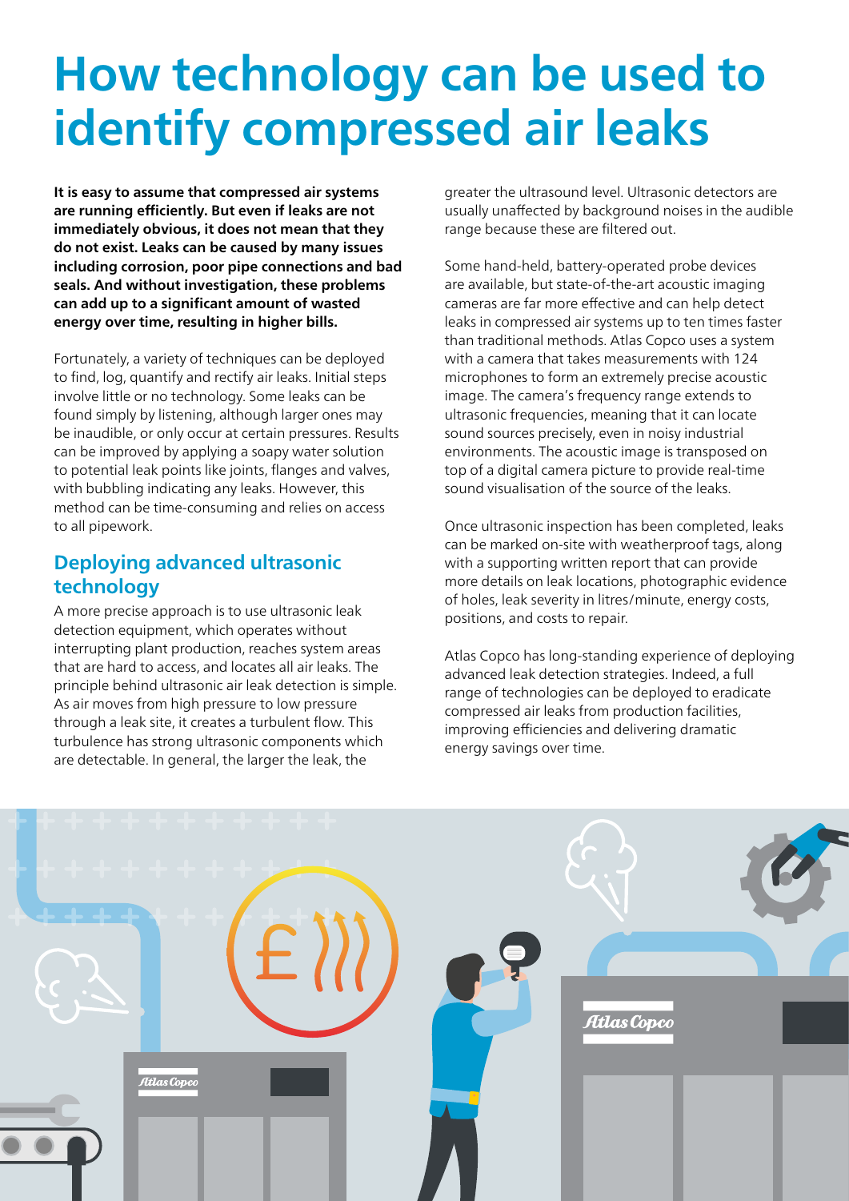# How technology can be used to identify compressed air leaks

**It is easy to assume that compressed air systems are running efficiently. But even if leaks are not immediately obvious, it does not mean that they do not exist. Leaks can be caused by many issues including corrosion, poor pipe connections and bad seals. And without investigation, these problems can add up to a significant amount of wasted energy over time, resulting in higher bills.**

Fortunately, a variety of techniques can be deployed to find, log, quantify and rectify air leaks. Initial steps involve little or no technology. Some leaks can be found simply by listening, although larger ones may be inaudible, or only occur at certain pressures. Results can be improved by applying a soapy water solution to potential leak points like joints, flanges and valves, with bubbling indicating any leaks. However, this method can be time-consuming and relies on access to all pipework.

## Deploying advanced ultrasonic technology

A more precise approach is to use ultrasonic leak detection equipment, which operates without interrupting plant production, reaches system areas that are hard to access, and locates all air leaks. The principle behind ultrasonic air leak detection is simple. As air moves from high pressure to low pressure through a leak site, it creates a turbulent flow. This turbulence has strong ultrasonic components which are detectable. In general, the larger the leak, the greater the ultrasound level. Ultrasonic detectors are usually unaffected by background noises in the audible range because these are filtered out.

Some hand-held, battery-operated probe devices are available, but state-of-the-art acoustic imaging cameras are far more effective and can help detect leaks in compressed air systems up to ten times faster than traditional methods. Atlas Copco uses a system with a camera that takes measurements with 124 microphones to form an extremely precise acoustic image. The camera's frequency range extends to ultrasonic frequencies, meaning that it can locate sound sources precisely, even in noisy industrial environments. The acoustic image is transposed on top of a digital camera picture to provide real-time sound visualisation of the source of the leaks.

Once ultrasonic inspection has been completed, leaks can be marked on-site with weatherproof tags, along with a supporting written report that can provide more details on leak locations, photographic evidence of holes, leak severity in litres/minute, energy costs, positions, and costs to repair.

Atlas Copco has long-standing experience of deploying advanced leak detection strategies. Indeed, a full range of technologies can be deployed to eradicate compressed air leaks from production facilities, improving efficiencies and delivering dramatic energy savings over time.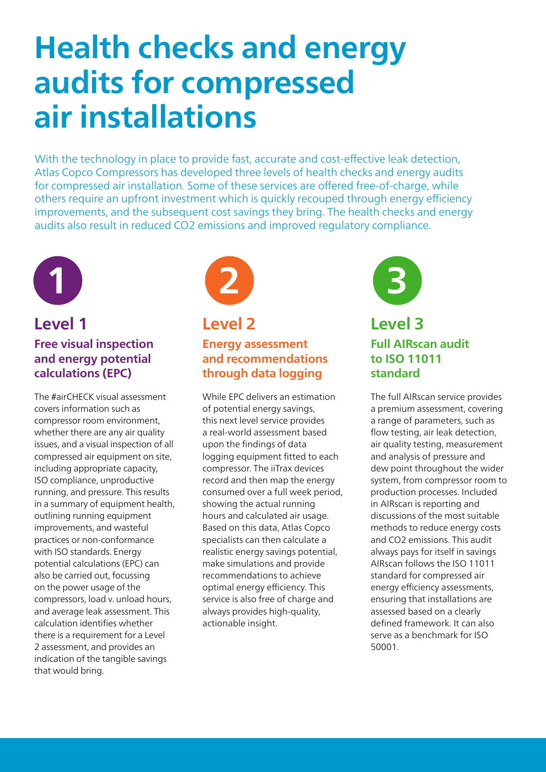# Health checks and energy audits for compressed air installations

With the technology in place to provide fast, accurate and cost-effective leak detection, Atlas Copco Compressors has developed three levels of health checks and energy audits for compressed air installation. Some of these services are offered free-of-charge, while others require an upfront investment which is quickly recouped through energy efficiency improvements, and the subsequent cost savings they bring. The health checks and energy audits also result in reduced $CO_2$ emissions and improved regulatory compliance.

1

## Level 1

### Free visual inspection and energy potential calculations (EPC)

The #airCHECK visual assessment covers information such as compressor room environment, whether there are any air quality issues, and a visual inspection of all compressed air equipment on site, including appropriate capacity, ISO compliance, unproductive running, and pressure. This results in a summary of equipment health, outlining running equipment improvements, and wasteful practices or non-conformance with ISO standards. Energy potential calculations (EPC) can also be carried out, focussing on the power usage of the compressors, load v. unload hours, and average leak assessment. This calculation identifies whether there is a requirement for a Level 2 assessment, and provides an indication of the tangible savings that would bring.

2

## Level 2

### Energy assessment and recommendations through data logging

While EPC delivers an estimation of potential energy savings, this next level service provides a real-world assessment based upon the findings of data logging equipment fitted to each compressor. The iiTrax devices record and then map the energy consumed over a full week period, showing the actual running hours and calculated air usage. Based on this data, Atlas Copco specialists can then calculate a realistic energy savings potential, make simulations and provide recommendations to achieve optimal energy efficiency. This service is also free of charge and always provides high-quality, actionable insight.

3

## Level 3

### Full AIRscan audit to ISO 11011 standard

The full AIRscan service provides a premium assessment, covering a range of parameters, such as flow testing, air leak detection, air quality testing, measurement and analysis of pressure and dew point throughout the wider system, from compressor room to production processes. Included in AIRscan is reporting and discussions of the most suitable methods to reduce energy costs and $CO_2$ emissions. This audit always pays for itself in savings AIRscan follows the ISO 11011 standard for compressed air energy efficiency assessments, ensuring that installations are assessed based on a clearly defined framework. It can also serve as a benchmark for ISO 50001.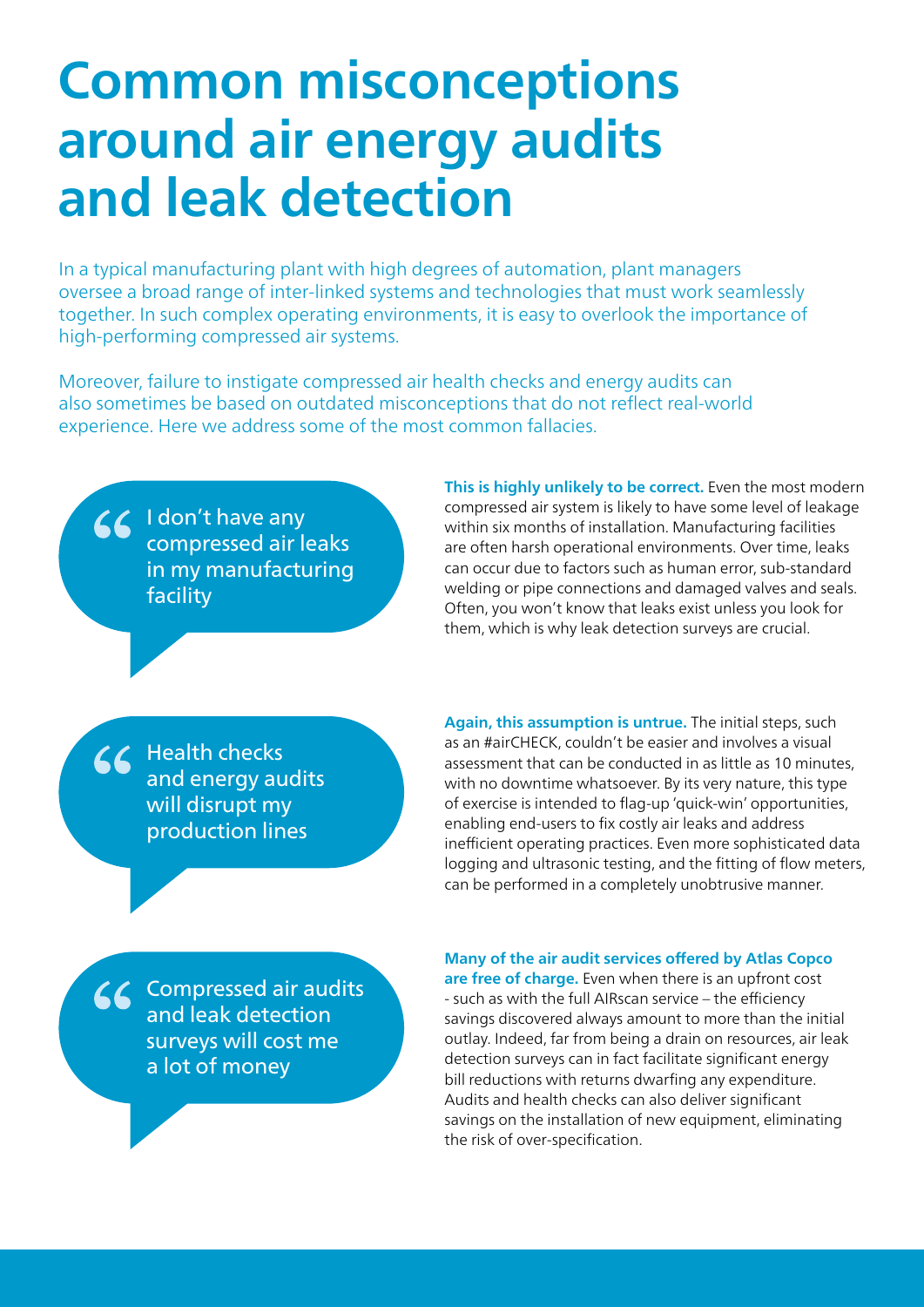# Common misconceptions around air energy audits and leak detection

In a typical manufacturing plant with high degrees of automation, plant managers oversee a broad range of inter-linked systems and technologies that must work seamlessly together. In such complex operating environments, it is easy to overlook the importance of high-performing compressed air systems.

Moreover, failure to instigate compressed air health checks and energy audits can also sometimes be based on outdated misconceptions that do not reflect real-world experience. Here we address some of the most common fallacies.

> "I don't have any compressed air leaks in my manufacturing facility

**This is highly unlikely to be correct.** Even the most modern compressed air system is likely to have some level of leakage within six months of installation. Manufacturing facilities are often harsh operational environments. Over time, leaks can occur due to factors such as human error, sub-standard welding or pipe connections and damaged valves and seals. Often, you won't know that leaks exist unless you look for them, which is why leak detection surveys are crucial.

> "Health checks and energy audits will disrupt my production lines

**Again, this assumption is untrue.** The initial steps, such as an #airCHECK, couldn't be easier and involves a visual assessment that can be conducted in as little as 10 minutes, with no downtime whatsoever. By its very nature, this type of exercise is intended to flag-up 'quick-win' opportunities, enabling end-users to fix costly air leaks and address inefficient operating practices. Even more sophisticated data logging and ultrasonic testing, and the fitting of flow meters, can be performed in a completely unobtrusive manner.

> "Compressed air audits and leak detection surveys will cost me a lot of money

**Many of the air audit services offered by Atlas Copco are free of charge.** Even when there is an upfront cost - such as with the full AIRscan service – the efficiency savings discovered always amount to more than the initial outlay. Indeed, far from being a drain on resources, air leak detection surveys can in fact facilitate significant energy bill reductions with returns dwarfing any expenditure. Audits and health checks can also deliver significant savings on the installation of new equipment, eliminating the risk of over-specification.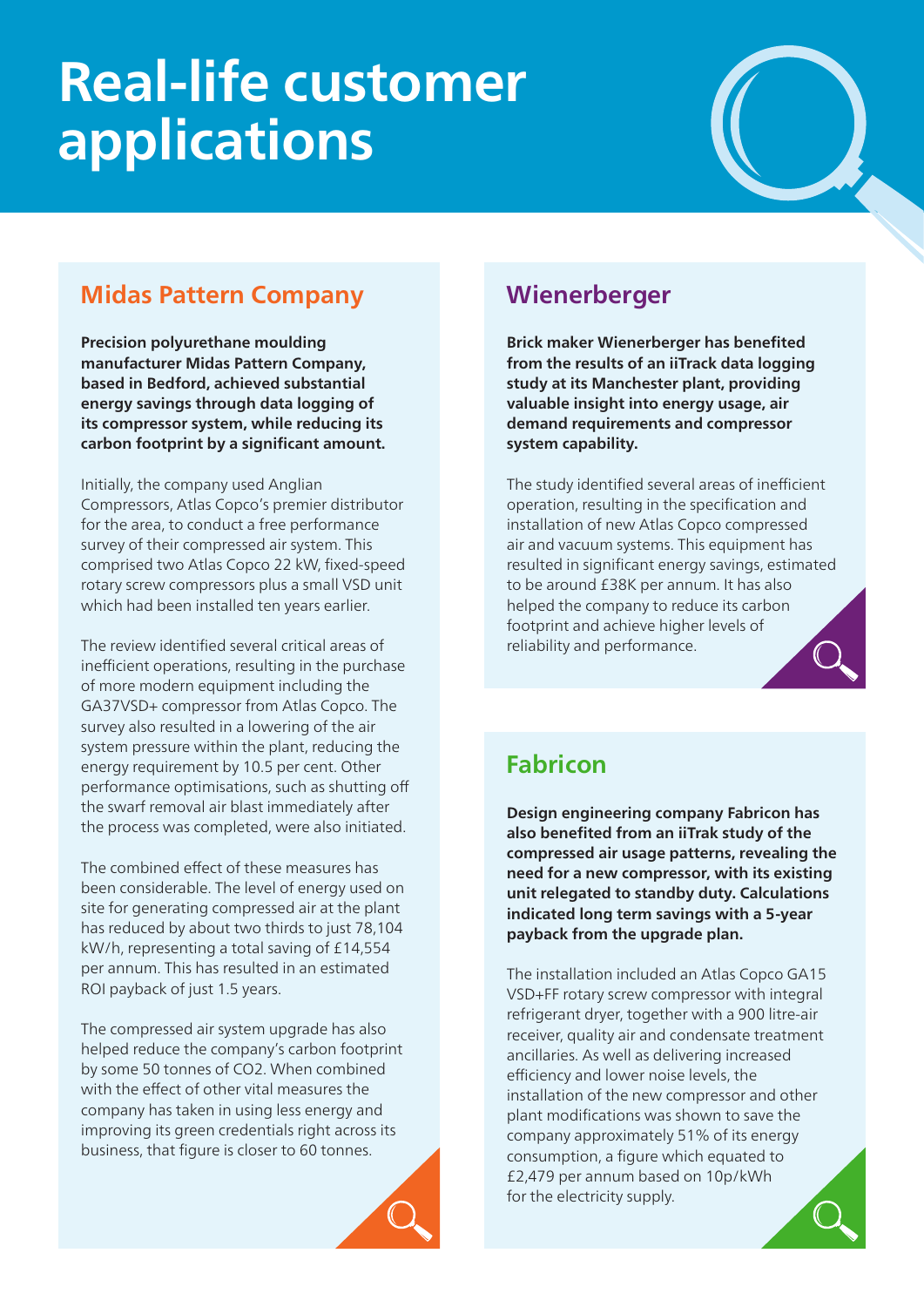# Real-life customer applications

## Midas Pattern Company

**Precision polyurethane moulding manufacturer Midas Pattern Company, based in Bedford, achieved substantial energy savings through data logging of its compressor system, while reducing its carbon footprint by a significant amount.**

Initially, the company used Anglian Compressors, Atlas Copco's premier distributor for the area, to conduct a free performance survey of their compressed air system. This comprised two Atlas Copco 22 kW, fixed-speed rotary screw compressors plus a small VSD unit which had been installed ten years earlier.

The review identified several critical areas of inefficient operations, resulting in the purchase of more modern equipment including the GA37VSD+ compressor from Atlas Copco. The survey also resulted in a lowering of the air system pressure within the plant, reducing the energy requirement by 10.5 per cent. Other performance optimisations, such as shutting off the swarf removal air blast immediately after the process was completed, were also initiated.

The combined effect of these measures has been considerable. The level of energy used on site for generating compressed air at the plant has reduced by about two thirds to just 78,104 kW/h, representing a total saving of £14,554 per annum. This has resulted in an estimated ROI payback of just 1.5 years.

The compressed air system upgrade has also helped reduce the company's carbon footprint by some 50 tonnes of CO2. When combined with the effect of other vital measures the company has taken in using less energy and improving its green credentials right across its business, that figure is closer to 60 tonnes.

## Wienerberger

**Brick maker Wienerberger has benefited from the results of an iiTrack data logging study at its Manchester plant, providing valuable insight into energy usage, air demand requirements and compressor system capability.**

The study identified several areas of inefficient operation, resulting in the specification and installation of new Atlas Copco compressed air and vacuum systems. This equipment has resulted in significant energy savings, estimated to be around £38K per annum. It has also helped the company to reduce its carbon footprint and achieve higher levels of reliability and performance.

## Fabricon

**Design engineering company Fabricon has also benefited from an iiTrak study of the compressed air usage patterns, revealing the need for a new compressor, with its existing unit relegated to standby duty. Calculations indicated long term savings with a 5-year payback from the upgrade plan.**

The installation included an Atlas Copco GA15 VSD+FF rotary screw compressor with integral refrigerant dryer, together with a 900 litre-air receiver, quality air and condensate treatment ancillaries. As well as delivering increased efficiency and lower noise levels, the installation of the new compressor and other plant modifications was shown to save the company approximately 51% of its energy consumption, a figure which equated to £2,479 per annum based on 10p/kWh for the electricity supply.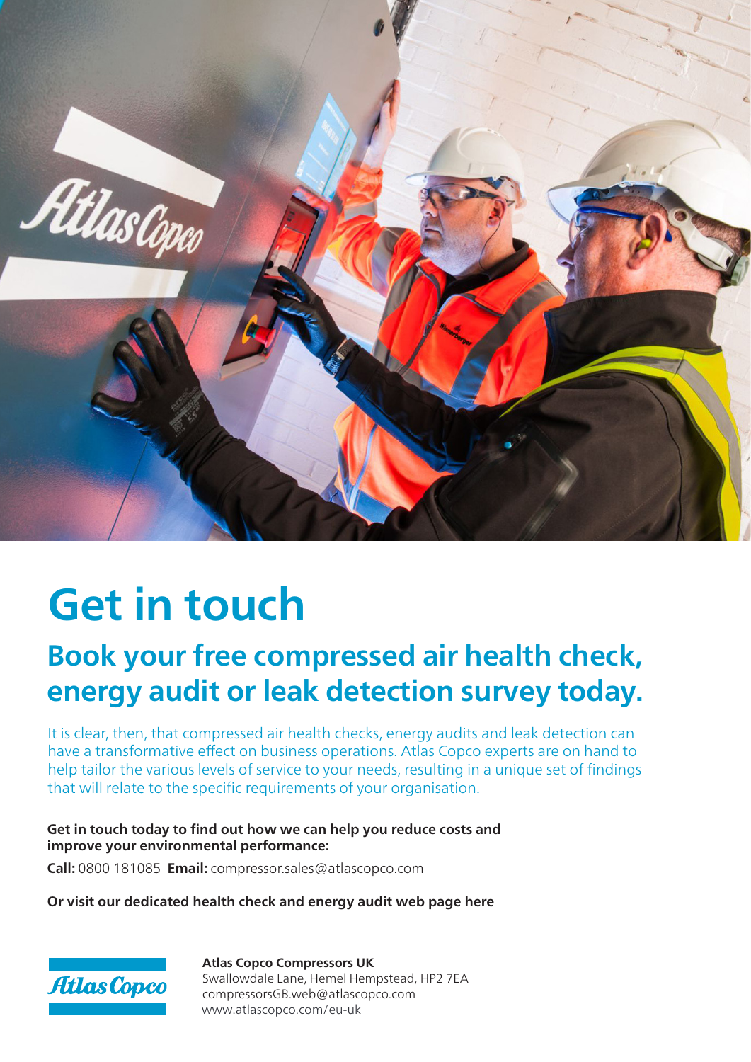# Get in touch

## Book your free compressed air health check, energy audit or leak detection survey today.

It is clear, then, that compressed air health checks, energy audits and leak detection can have a transformative effect on business operations. Atlas Copco experts are on hand to help tailor the various levels of service to your needs, resulting in a unique set of findings that will relate to the specific requirements of your organisation.

**Get in touch today to find out how we can help you reduce costs and improve your environmental performance:**

**Call:** 0800 181085 **Email:** compressor.sales@atlascopco.com

**Or visit our dedicated health check and energy audit web page here**

**Atlas Copco Compressors UK**
Swallowdale Lane, Hemel Hempstead, HP2 7EA
compressorsGB.web@atlascopco.com
www.atlascopco.com/eu-uk